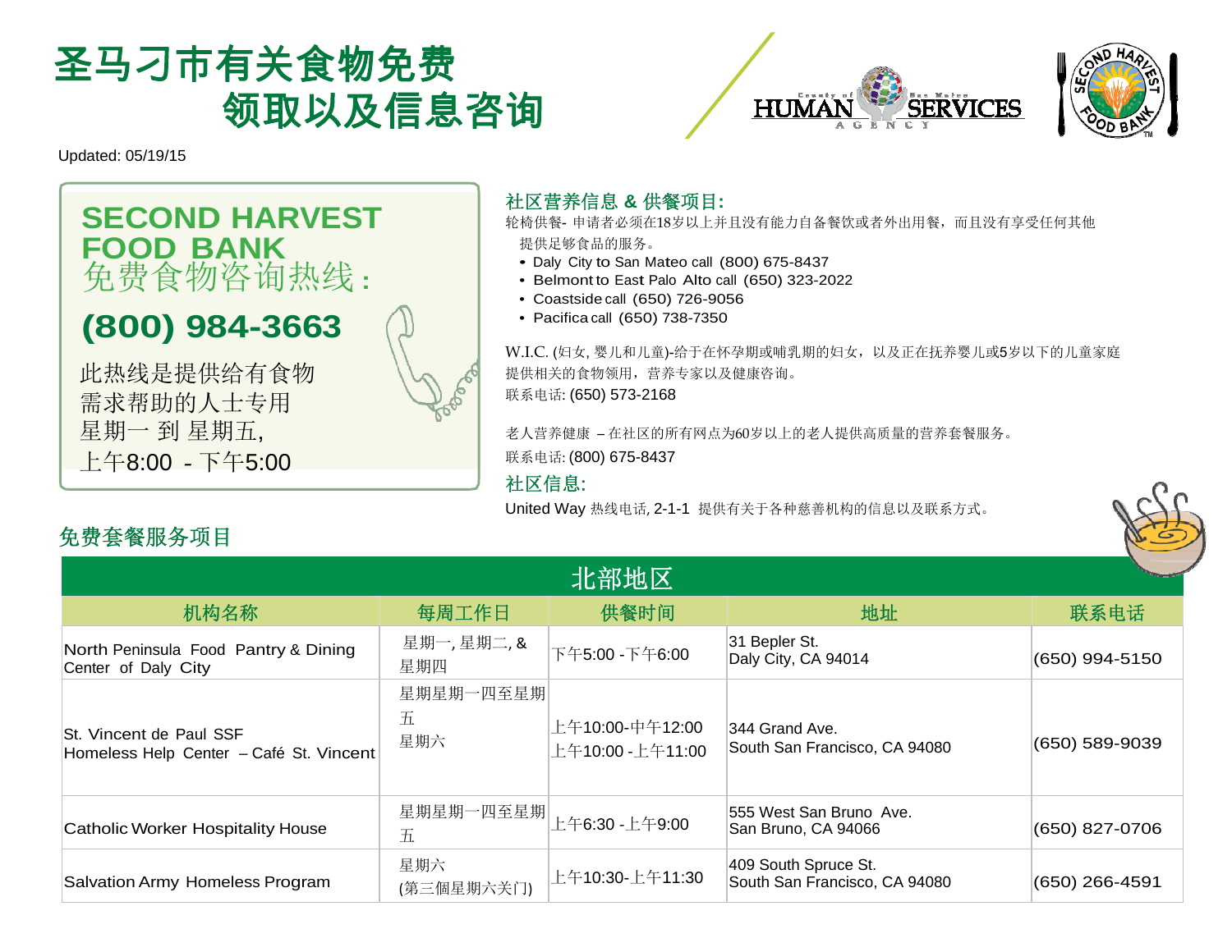# 圣马刁市有关食物免费领取以及信息咨询

Updated: 05/19/15

## SECOND HARVEST FOOD BANK 免费食物咨询热线：

## (800) 984-3663

此热线是提供给有食物需求帮助的人士专用
星期一 到 星期五,
上午8:00 - 下午5:00

### 社区营养信息 & 供餐项目:

轮椅供餐- 申请者必须在18岁以上并且没有能力自备餐饮或者外出用餐，而且没有享受任何其他提供足够食品的服务。

- Daly City to San Mateo call (800) 675-8437
- Belmont to East Palo Alto call (650) 323-2022
- Coastside call (650) 726-9056
- Pacifica call (650) 738-7350

W.I.C. (妇女, 婴儿和儿童)-给于在怀孕期或哺乳期的妇女，以及正在抚养婴儿或5岁以下的儿童家庭提供相关的食物领用，营养专家以及健康咨询。
联系电话: (650) 573-2168

老人营养健康 – 在社区的所有网点为60岁以上的老人提供高质量的营养套餐服务。
联系电话: (800) 675-8437

### 社区信息:

United Way 热线电话, 2-1-1 提供有关于各种慈善机构的信息以及联系方式。

## 免费套餐服务项目

### 北部地区

| 机构名称 | 每周工作日 | 供餐时间 | 地址 | 联系电话 |
|---|---|---|---|---|
| North Peninsula Food Pantry & Dining Center of Daly City | 星期一, 星期二, & 星期四 | 下午5:00 - 下午6:00 | 31 Bepler St.<br>Daly City, CA 94014 | (650) 994-5150 |
| St. Vincent de Paul SSF Homeless Help Center – Café St. Vincent | 星期星期一四至星期五<br>星期六 | 上午10:00-中午12:00<br>上午10:00 - 上午11:00 | 344 Grand Ave.<br>South San Francisco, CA 94080 | (650) 589-9039 |
| Catholic Worker Hospitality House | 星期星期一四至星期五 | 上午6:30 - 上午9:00 | 555 West San Bruno Ave.<br>San Bruno, CA 94066 | (650) 827-0706 |
| Salvation Army Homeless Program | 星期六<br>(第三個星期六关门) | 上午10:30-上午11:30 | 409 South Spruce St.<br>South San Francisco, CA 94080 | (650) 266-4591 |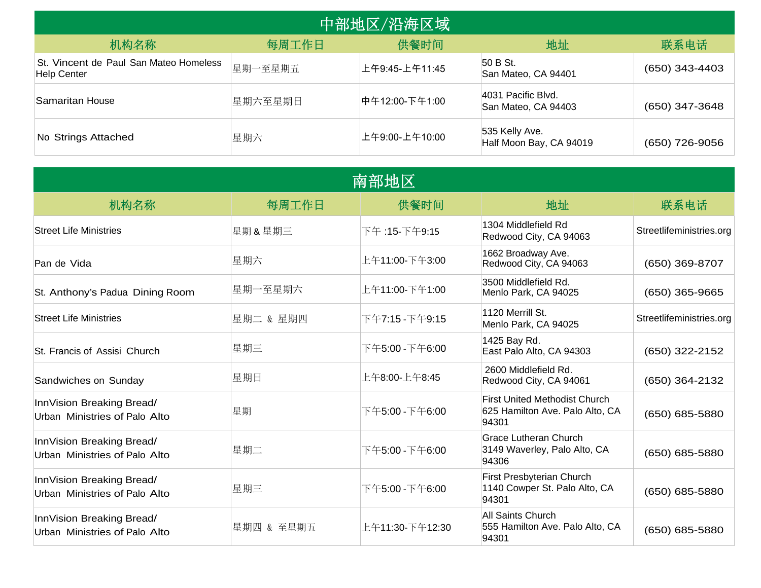## 中部地区/沿海区域

| 机构名称 | 每周工作日 | 供餐时间 | 地址 | 联系电话 |
| --- | --- | --- | --- | --- |
| St. Vincent de Paul San Mateo Homeless Help Center | 星期一至星期五 | 上午9:45-上午11:45 | 50 B St.<br>San Mateo, CA 94401 | (650) 343-4403 |
| Samaritan House | 星期六至星期日 | 中午12:00-下午1:00 | 4031 Pacific Blvd.<br>San Mateo, CA 94403 | (650) 347-3648 |
| No Strings Attached | 星期六 | 上午9:00-上午10:00 | 535 Kelly Ave.<br>Half Moon Bay, CA 94019 | (650) 726-9056 |

## 南部地区

| 机构名称 | 每周工作日 | 供餐时间 | 地址 | 联系电话 |
| --- | --- | --- | --- | --- |
| Street Life Ministries | 星期 & 星期三 | 下午 :15-下午9:15 | 1304 Middlefield Rd<br>Redwood City, CA 94063 | Streetlifeministries.org |
| Pan de Vida | 星期六 | 上午11:00-下午3:00 | 1662 Broadway Ave.<br>Redwood City, CA 94063 | (650) 369-8707 |
| St. Anthony's Padua Dining Room | 星期一至星期六 | 上午11:00-下午1:00 | 3500 Middlefield Rd.<br>Menlo Park, CA 94025 | (650) 365-9665 |
| Street Life Ministries | 星期二 & 星期四 | 下午7:15 - 下午9:15 | 1120 Merrill St.<br>Menlo Park, CA 94025 | Streetlifeministries.org |
| St. Francis of Assisi Church | 星期三 | 下午5:00 - 下午6:00 | 1425 Bay Rd.<br>East Palo Alto, CA 94303 | (650) 322-2152 |
| Sandwiches on Sunday | 星期日 | 上午8:00-上午8:45 | 2600 Middlefield Rd.<br>Redwood City, CA 94061 | (650) 364-2132 |
| InnVision Breaking Bread/<br>Urban Ministries of Palo Alto | 星期 | 下午5:00 - 下午6:00 | First United Methodist Church<br>625 Hamilton Ave. Palo Alto, CA 94301 | (650) 685-5880 |
| InnVision Breaking Bread/<br>Urban Ministries of Palo Alto | 星期二 | 下午5:00 - 下午6:00 | Grace Lutheran Church<br>3149 Waverley, Palo Alto, CA 94306 | (650) 685-5880 |
| InnVision Breaking Bread/<br>Urban Ministries of Palo Alto | 星期三 | 下午5:00 - 下午6:00 | First Presbyterian Church<br>1140 Cowper St. Palo Alto, CA 94301 | (650) 685-5880 |
| InnVision Breaking Bread/<br>Urban Ministries of Palo Alto | 星期四 & 至星期五 | 上午11:30-下午12:30 | All Saints Church<br>555 Hamilton Ave. Palo Alto, CA 94301 | (650) 685-5880 |